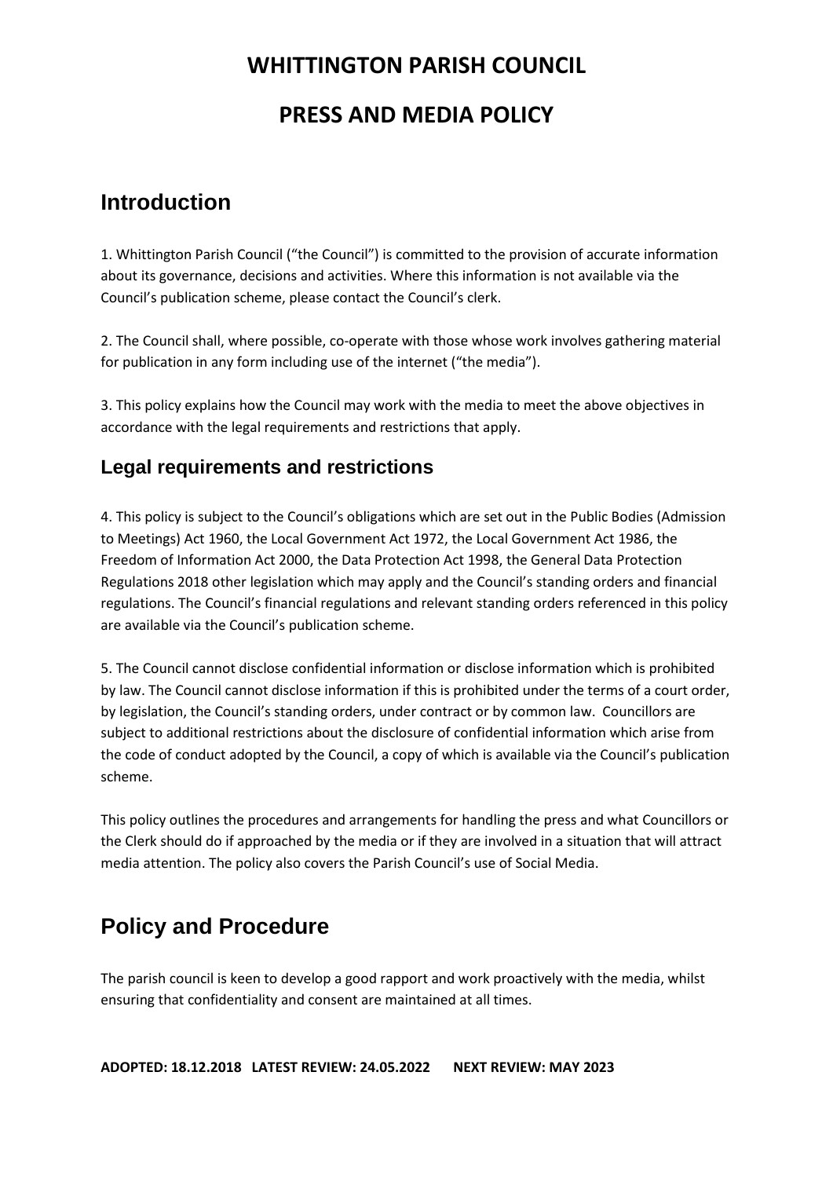# WHITTINGTON PARISH COUNCIL

# PRESS AND MEDIA POLICY

## Introduction

1. Whittington Parish Council ("the Council") is committed to the provision of accurate information about its governance, decisions and activities. Where this information is not available via the Council's publication scheme, please contact the Council's clerk.

2. The Council shall, where possible, co-operate with those whose work involves gathering material for publication in any form including use of the internet ("the media").

3. This policy explains how the Council may work with the media to meet the above objectives in accordance with the legal requirements and restrictions that apply.

### Legal requirements and restrictions

4. This policy is subject to the Council's obligations which are set out in the Public Bodies (Admission to Meetings) Act 1960, the Local Government Act 1972, the Local Government Act 1986, the Freedom of Information Act 2000, the Data Protection Act 1998, the General Data Protection Regulations 2018 other legislation which may apply and the Council's standing orders and financial regulations. The Council's financial regulations and relevant standing orders referenced in this policy are available via the Council's publication scheme.

5. The Council cannot disclose confidential information or disclose information which is prohibited by law. The Council cannot disclose information if this is prohibited under the terms of a court order, by legislation, the Council's standing orders, under contract or by common law. Councillors are subject to additional restrictions about the disclosure of confidential information which arise from the code of conduct adopted by the Council, a copy of which is available via the Council's publication scheme.

This policy outlines the procedures and arrangements for handling the press and what Councillors or the Clerk should do if approached by the media or if they are involved in a situation that will attract media attention. The policy also covers the Parish Council's use of Social Media.

## Policy and Procedure

The parish council is keen to develop a good rapport and work proactively with the media, whilst ensuring that confidentiality and consent are maintained at all times.

**ADOPTED: 18.12.2018 LATEST REVIEW: 24.05.2022 NEXT REVIEW: MAY 2023**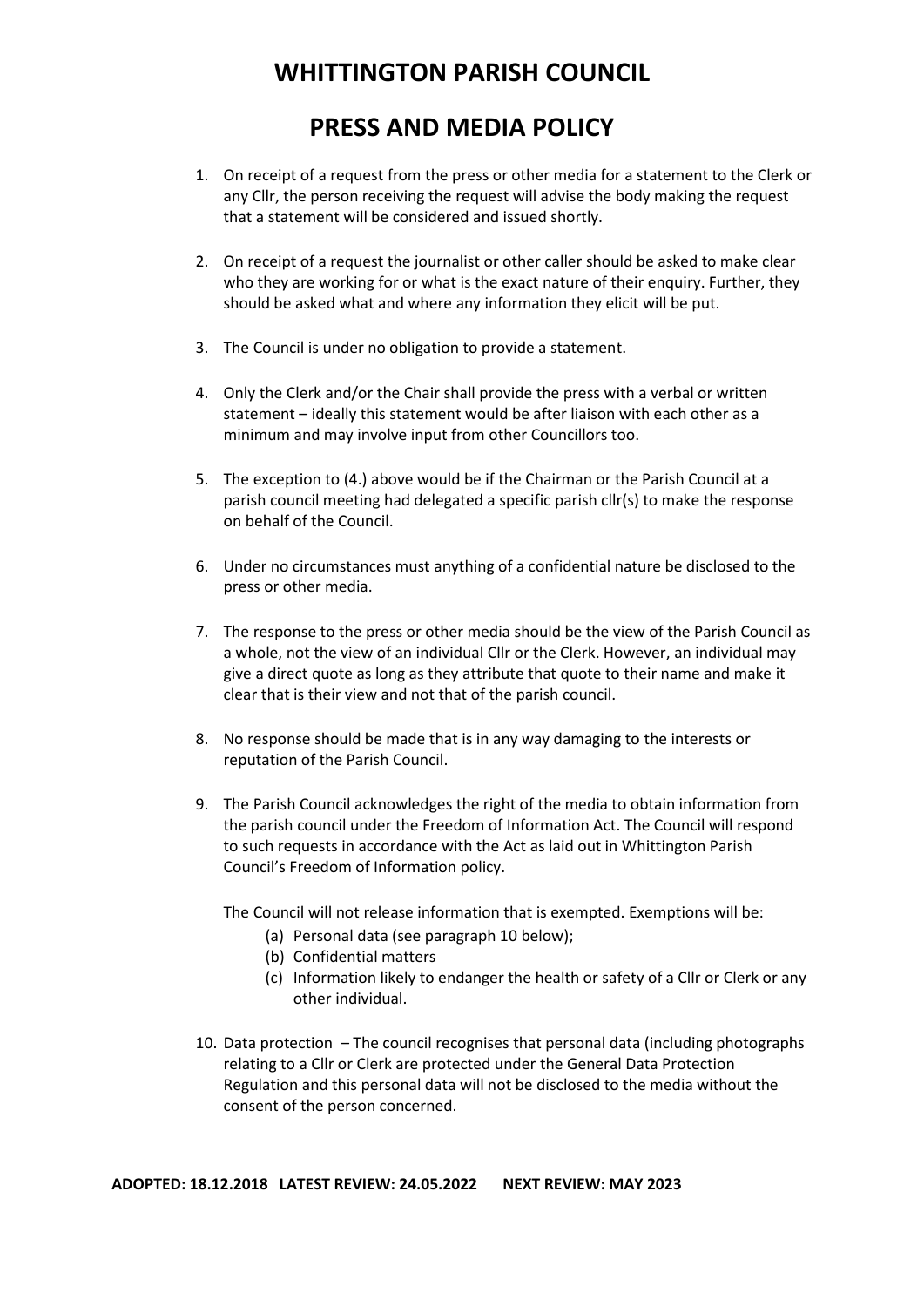# WHITTINGTON PARISH COUNCIL

## PRESS AND MEDIA POLICY

1. On receipt of a request from the press or other media for a statement to the Clerk or any Cllr, the person receiving the request will advise the body making the request that a statement will be considered and issued shortly.

2. On receipt of a request the journalist or other caller should be asked to make clear who they are working for or what is the exact nature of their enquiry. Further, they should be asked what and where any information they elicit will be put.

3. The Council is under no obligation to provide a statement.

4. Only the Clerk and/or the Chair shall provide the press with a verbal or written statement – ideally this statement would be after liaison with each other as a minimum and may involve input from other Councillors too.

5. The exception to (4.) above would be if the Chairman or the Parish Council at a parish council meeting had delegated a specific parish cllr(s) to make the response on behalf of the Council.

6. Under no circumstances must anything of a confidential nature be disclosed to the press or other media.

7. The response to the press or other media should be the view of the Parish Council as a whole, not the view of an individual Cllr or the Clerk. However, an individual may give a direct quote as long as they attribute that quote to their name and make it clear that is their view and not that of the parish council.

8. No response should be made that is in any way damaging to the interests or reputation of the Parish Council.

9. The Parish Council acknowledges the right of the media to obtain information from the parish council under the Freedom of Information Act. The Council will respond to such requests in accordance with the Act as laid out in Whittington Parish Council's Freedom of Information policy.

   The Council will not release information that is exempted. Exemptions will be:

   (a) Personal data (see paragraph 10 below);
   (b) Confidential matters
   (c) Information likely to endanger the health or safety of a Cllr or Clerk or any other individual.

10. Data protection – The council recognises that personal data (including photographs relating to a Cllr or Clerk are protected under the General Data Protection Regulation and this personal data will not be disclosed to the media without the consent of the person concerned.

**ADOPTED: 18.12.2018 LATEST REVIEW: 24.05.2022 NEXT REVIEW: MAY 2023**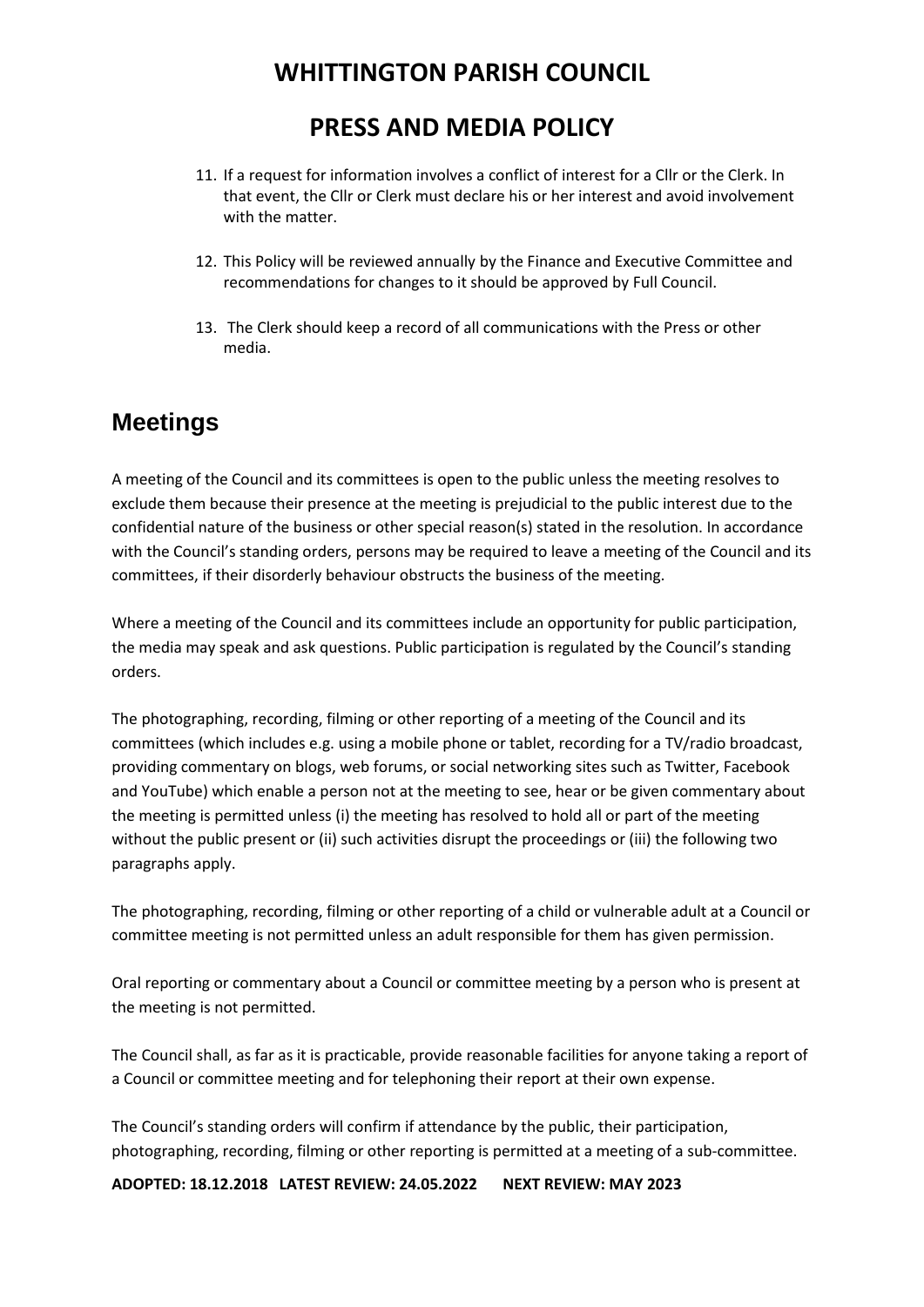11. If a request for information involves a conflict of interest for a Cllr or the Clerk. In that event, the Cllr or Clerk must declare his or her interest and avoid involvement with the matter.

12. This Policy will be reviewed annually by the Finance and Executive Committee and recommendations for changes to it should be approved by Full Council.

13. The Clerk should keep a record of all communications with the Press or other media.

## Meetings

A meeting of the Council and its committees is open to the public unless the meeting resolves to exclude them because their presence at the meeting is prejudicial to the public interest due to the confidential nature of the business or other special reason(s) stated in the resolution. In accordance with the Council's standing orders, persons may be required to leave a meeting of the Council and its committees, if their disorderly behaviour obstructs the business of the meeting.

Where a meeting of the Council and its committees include an opportunity for public participation, the media may speak and ask questions. Public participation is regulated by the Council's standing orders.

The photographing, recording, filming or other reporting of a meeting of the Council and its committees (which includes e.g. using a mobile phone or tablet, recording for a TV/radio broadcast, providing commentary on blogs, web forums, or social networking sites such as Twitter, Facebook and YouTube) which enable a person not at the meeting to see, hear or be given commentary about the meeting is permitted unless (i) the meeting has resolved to hold all or part of the meeting without the public present or (ii) such activities disrupt the proceedings or (iii) the following two paragraphs apply.

The photographing, recording, filming or other reporting of a child or vulnerable adult at a Council or committee meeting is not permitted unless an adult responsible for them has given permission.

Oral reporting or commentary about a Council or committee meeting by a person who is present at the meeting is not permitted.

The Council shall, as far as it is practicable, provide reasonable facilities for anyone taking a report of a Council or committee meeting and for telephoning their report at their own expense.

The Council's standing orders will confirm if attendance by the public, their participation, photographing, recording, filming or other reporting is permitted at a meeting of a sub-committee.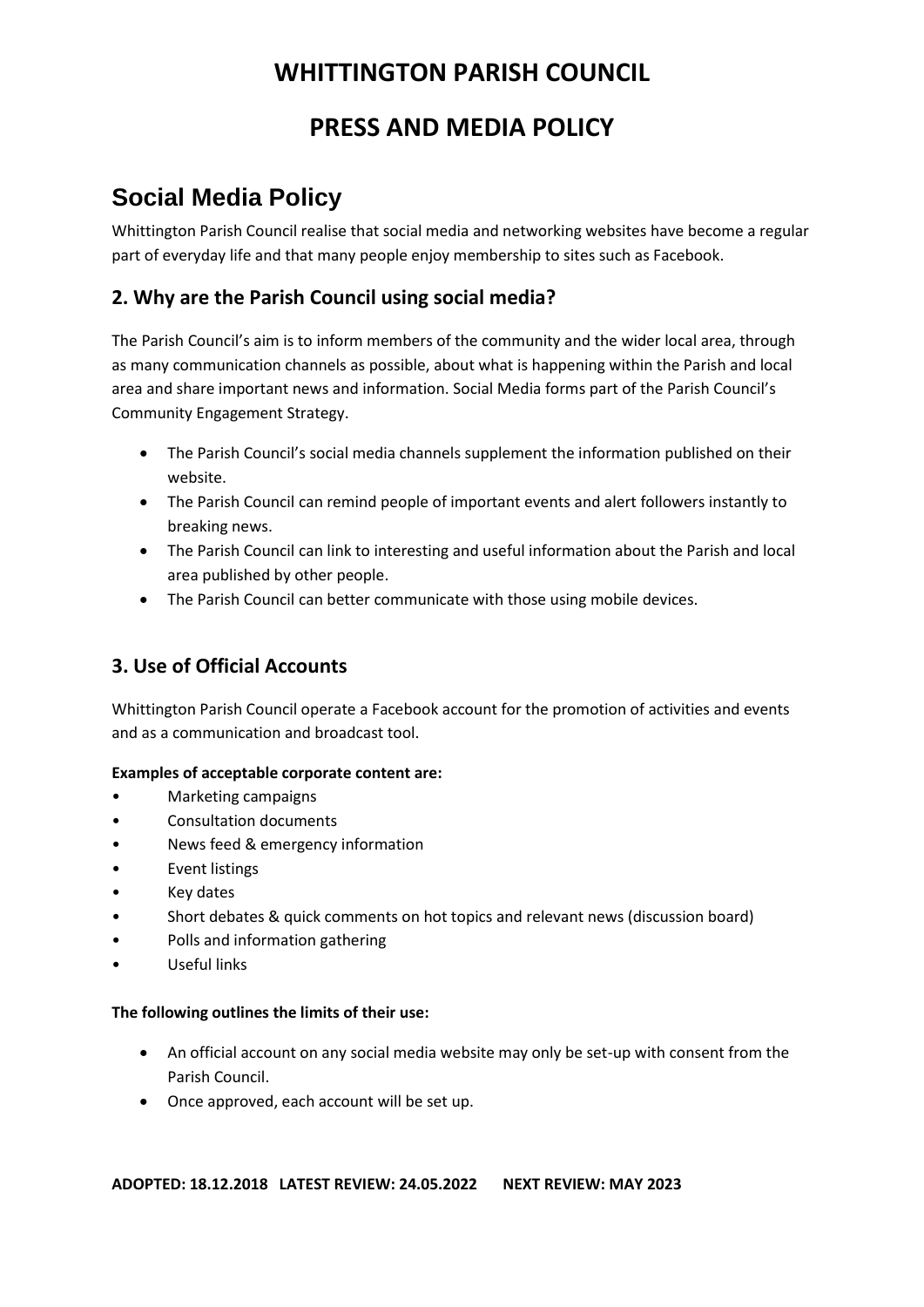# WHITTINGTON PARISH COUNCIL

# PRESS AND MEDIA POLICY

## Social Media Policy

Whittington Parish Council realise that social media and networking websites have become a regular part of everyday life and that many people enjoy membership to sites such as Facebook.

### 2. Why are the Parish Council using social media?

The Parish Council's aim is to inform members of the community and the wider local area, through as many communication channels as possible, about what is happening within the Parish and local area and share important news and information. Social Media forms part of the Parish Council's Community Engagement Strategy.

- The Parish Council's social media channels supplement the information published on their website.
- The Parish Council can remind people of important events and alert followers instantly to breaking news.
- The Parish Council can link to interesting and useful information about the Parish and local area published by other people.
- The Parish Council can better communicate with those using mobile devices.

### 3. Use of Official Accounts

Whittington Parish Council operate a Facebook account for the promotion of activities and events and as a communication and broadcast tool.

**Examples of acceptable corporate content are:**

- Marketing campaigns
- Consultation documents
- News feed & emergency information
- Event listings
- Key dates
- Short debates & quick comments on hot topics and relevant news (discussion board)
- Polls and information gathering
- Useful links

**The following outlines the limits of their use:**

- An official account on any social media website may only be set-up with consent from the Parish Council.
- Once approved, each account will be set up.

**ADOPTED: 18.12.2018 LATEST REVIEW: 24.05.2022 NEXT REVIEW: MAY 2023**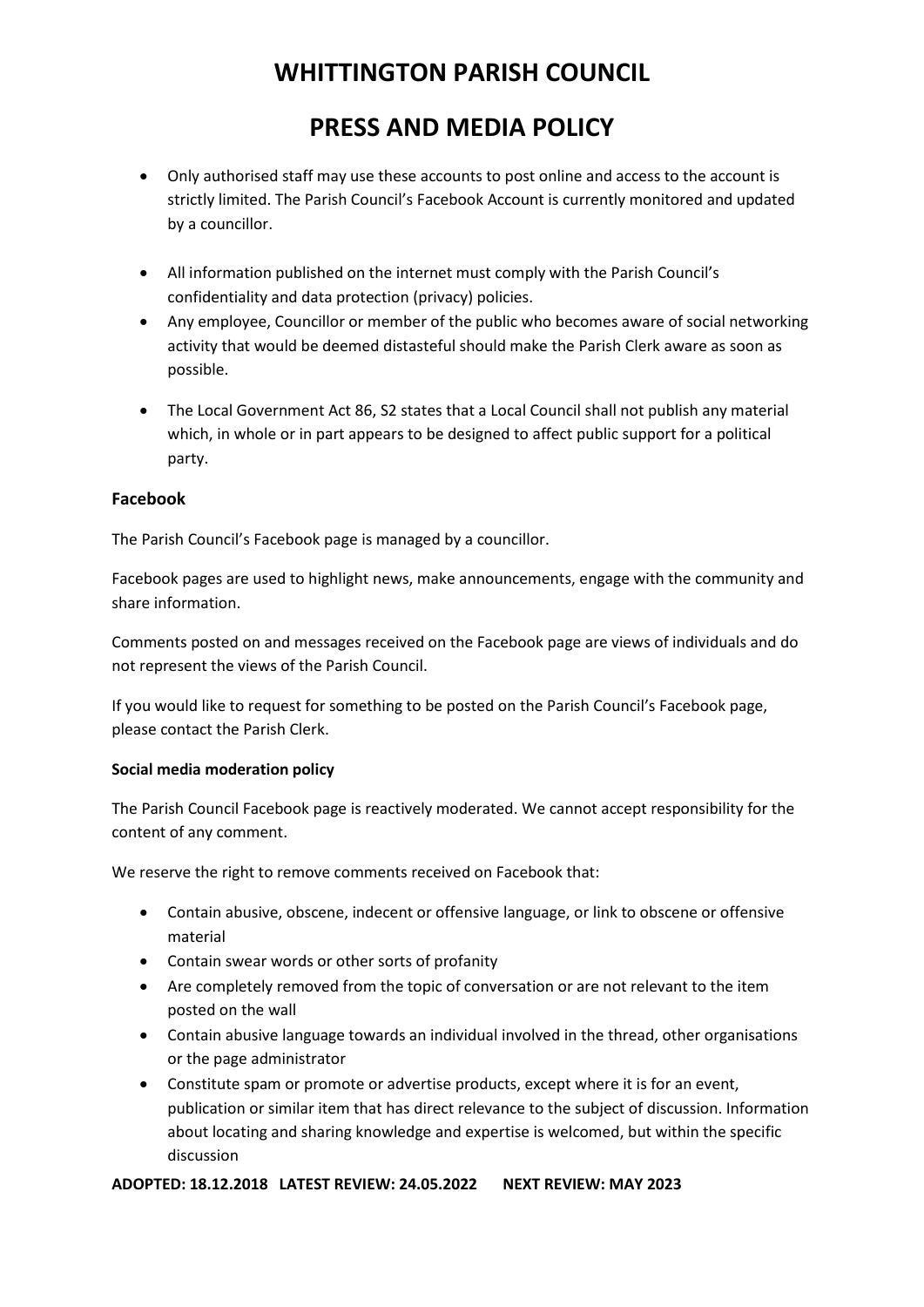- Only authorised staff may use these accounts to post online and access to the account is strictly limited. The Parish Council's Facebook Account is currently monitored and updated by a councillor.
- All information published on the internet must comply with the Parish Council's confidentiality and data protection (privacy) policies.
- Any employee, Councillor or member of the public who becomes aware of social networking activity that would be deemed distasteful should make the Parish Clerk aware as soon as possible.
- The Local Government Act 86, S2 states that a Local Council shall not publish any material which, in whole or in part appears to be designed to affect public support for a political party.

### Facebook

The Parish Council's Facebook page is managed by a councillor.

Facebook pages are used to highlight news, make announcements, engage with the community and share information.

Comments posted on and messages received on the Facebook page are views of individuals and do not represent the views of the Parish Council.

If you would like to request for something to be posted on the Parish Council's Facebook page, please contact the Parish Clerk.

#### Social media moderation policy

The Parish Council Facebook page is reactively moderated. We cannot accept responsibility for the content of any comment.

We reserve the right to remove comments received on Facebook that:

- Contain abusive, obscene, indecent or offensive language, or link to obscene or offensive material
- Contain swear words or other sorts of profanity
- Are completely removed from the topic of conversation or are not relevant to the item posted on the wall
- Contain abusive language towards an individual involved in the thread, other organisations or the page administrator
- Constitute spam or promote or advertise products, except where it is for an event, publication or similar item that has direct relevance to the subject of discussion. Information about locating and sharing knowledge and expertise is welcomed, but within the specific discussion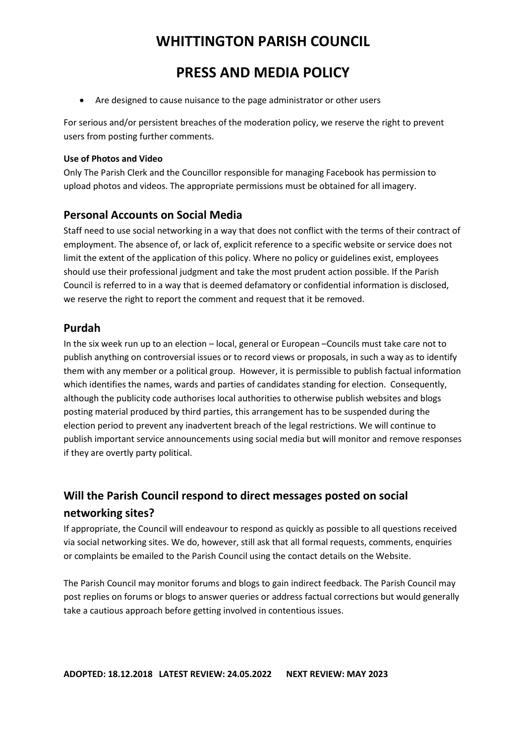- Are designed to cause nuisance to the page administrator or other users

For serious and/or persistent breaches of the moderation policy, we reserve the right to prevent users from posting further comments.

#### Use of Photos and Video

Only The Parish Clerk and the Councillor responsible for managing Facebook has permission to upload photos and videos. The appropriate permissions must be obtained for all imagery.

## Personal Accounts on Social Media

Staff need to use social networking in a way that does not conflict with the terms of their contract of employment. The absence of, or lack of, explicit reference to a specific website or service does not limit the extent of the application of this policy. Where no policy or guidelines exist, employees should use their professional judgment and take the most prudent action possible. If the Parish Council is referred to in a way that is deemed defamatory or confidential information is disclosed, we reserve the right to report the comment and request that it be removed.

## Purdah

In the six week run up to an election – local, general or European –Councils must take care not to publish anything on controversial issues or to record views or proposals, in such a way as to identify them with any member or a political group. However, it is permissible to publish factual information which identifies the names, wards and parties of candidates standing for election. Consequently, although the publicity code authorises local authorities to otherwise publish websites and blogs posting material produced by third parties, this arrangement has to be suspended during the election period to prevent any inadvertent breach of the legal restrictions. We will continue to publish important service announcements using social media but will monitor and remove responses if they are overtly party political.

## Will the Parish Council respond to direct messages posted on social networking sites?

If appropriate, the Council will endeavour to respond as quickly as possible to all questions received via social networking sites. We do, however, still ask that all formal requests, comments, enquiries or complaints be emailed to the Parish Council using the contact details on the Website.

The Parish Council may monitor forums and blogs to gain indirect feedback. The Parish Council may post replies on forums or blogs to answer queries or address factual corrections but would generally take a cautious approach before getting involved in contentious issues.

**ADOPTED: 18.12.2018 LATEST REVIEW: 24.05.2022 NEXT REVIEW: MAY 2023**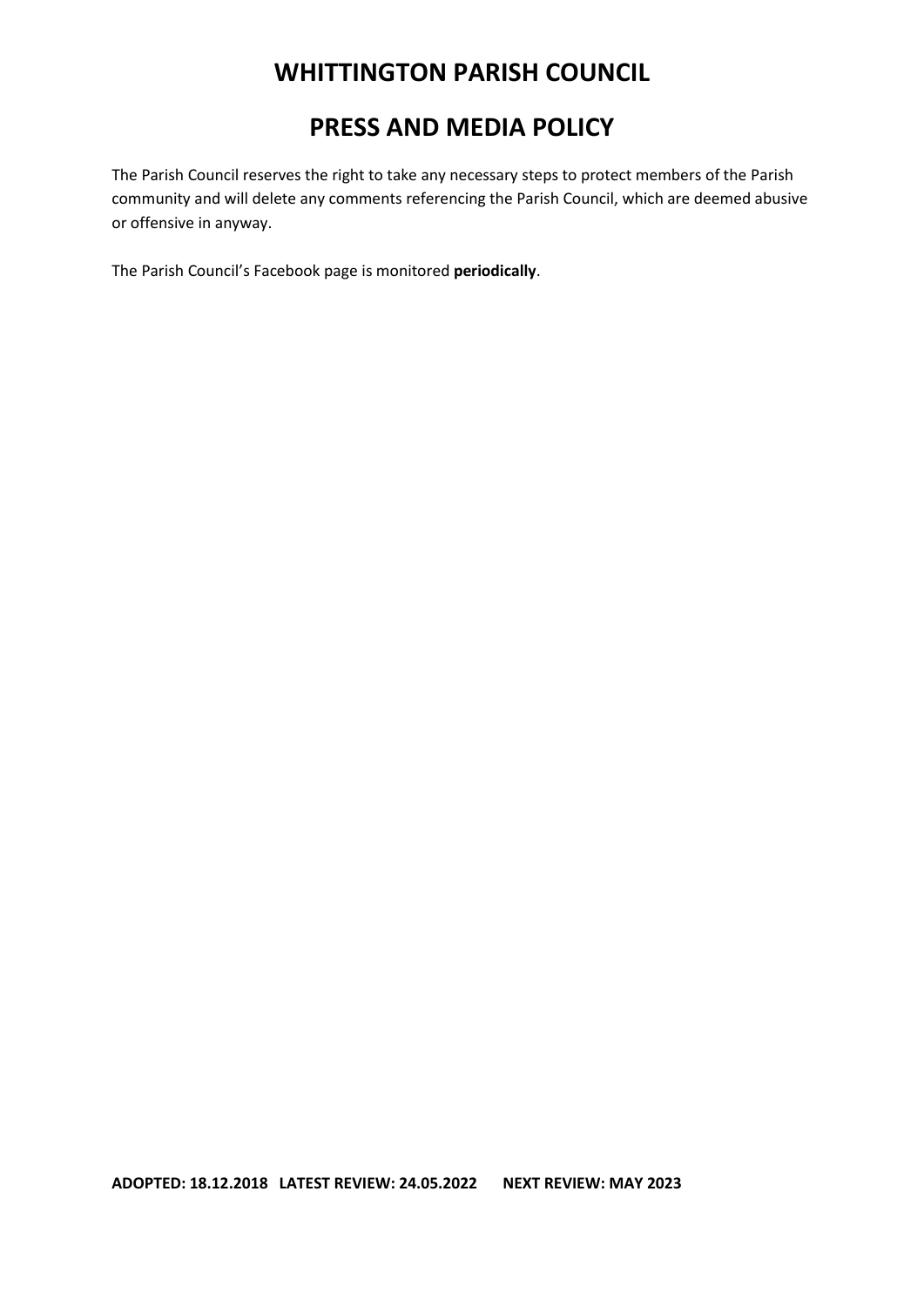# WHITTINGTON PARISH COUNCIL

# PRESS AND MEDIA POLICY

The Parish Council reserves the right to take any necessary steps to protect members of the Parish community and will delete any comments referencing the Parish Council, which are deemed abusive or offensive in anyway.

The Parish Council's Facebook page is monitored **periodically**.

**ADOPTED: 18.12.2018 LATEST REVIEW: 24.05.2022 NEXT REVIEW: MAY 2023**